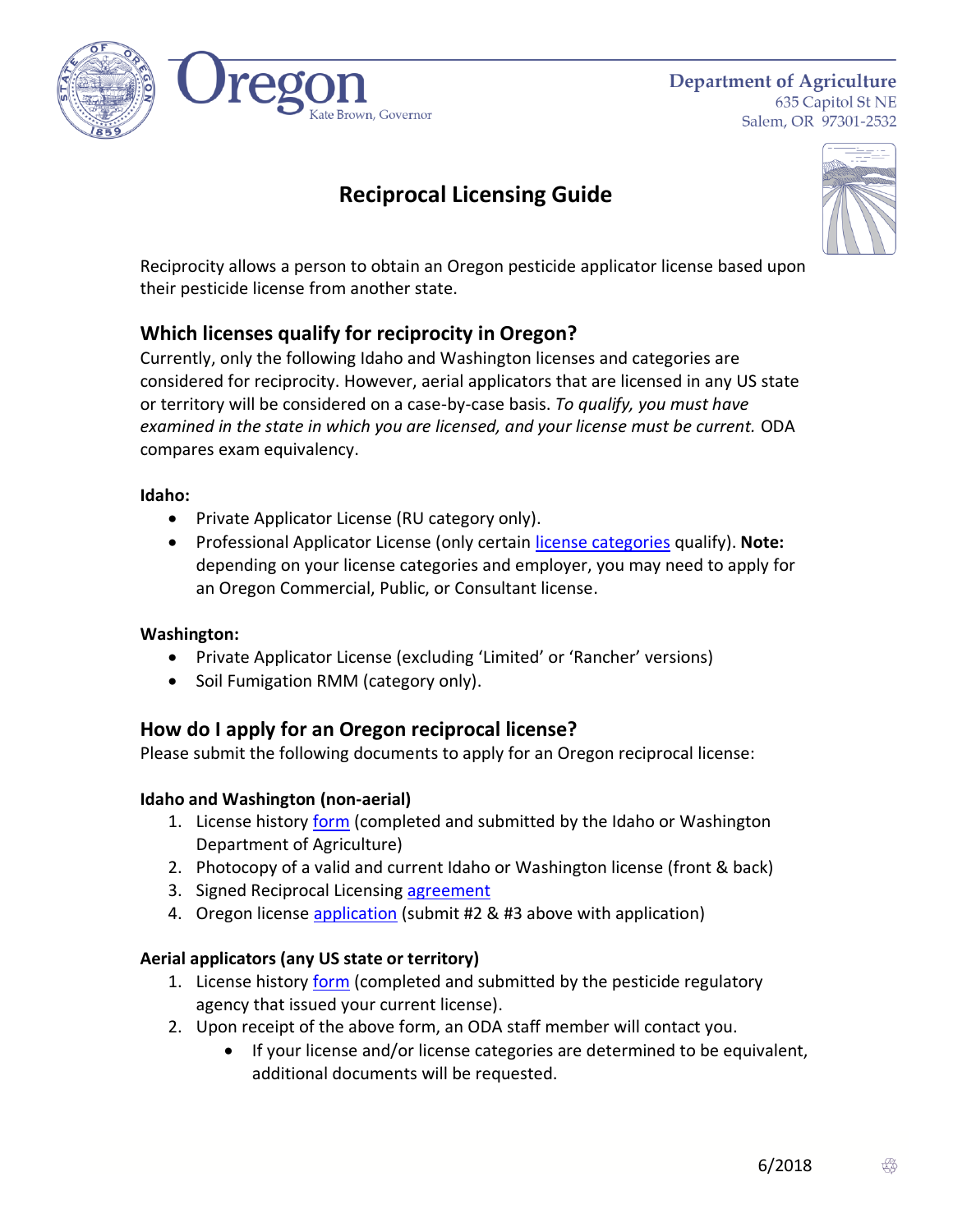Oregon

Kate Brown, Governor

Department of Agriculture
635 Capitol St NE
Salem, OR 97301-2532

# Reciprocal Licensing Guide

Reciprocity allows a person to obtain an Oregon pesticide applicator license based upon their pesticide license from another state.

## Which licenses qualify for reciprocity in Oregon?

Currently, only the following Idaho and Washington licenses and categories are considered for reciprocity. However, aerial applicators that are licensed in any US state or territory will be considered on a case-by-case basis. *To qualify, you must have examined in the state in which you are licensed, and your license must be current.* ODA compares exam equivalency.

**Idaho:**

- Private Applicator License (RU category only).
- Professional Applicator License (only certain license categories qualify). **Note:** depending on your license categories and employer, you may need to apply for an Oregon Commercial, Public, or Consultant license.

**Washington:**

- Private Applicator License (excluding 'Limited' or 'Rancher' versions)
- Soil Fumigation RMM (category only).

## How do I apply for an Oregon reciprocal license?

Please submit the following documents to apply for an Oregon reciprocal license:

**Idaho and Washington (non-aerial)**

1. License history form (completed and submitted by the Idaho or Washington Department of Agriculture)
2. Photocopy of a valid and current Idaho or Washington license (front & back)
3. Signed Reciprocal Licensing agreement
4. Oregon license application (submit #2 & #3 above with application)

**Aerial applicators (any US state or territory)**

1. License history form (completed and submitted by the pesticide regulatory agency that issued your current license).
2. Upon receipt of the above form, an ODA staff member will contact you.
   - If your license and/or license categories are determined to be equivalent, additional documents will be requested.

6/2018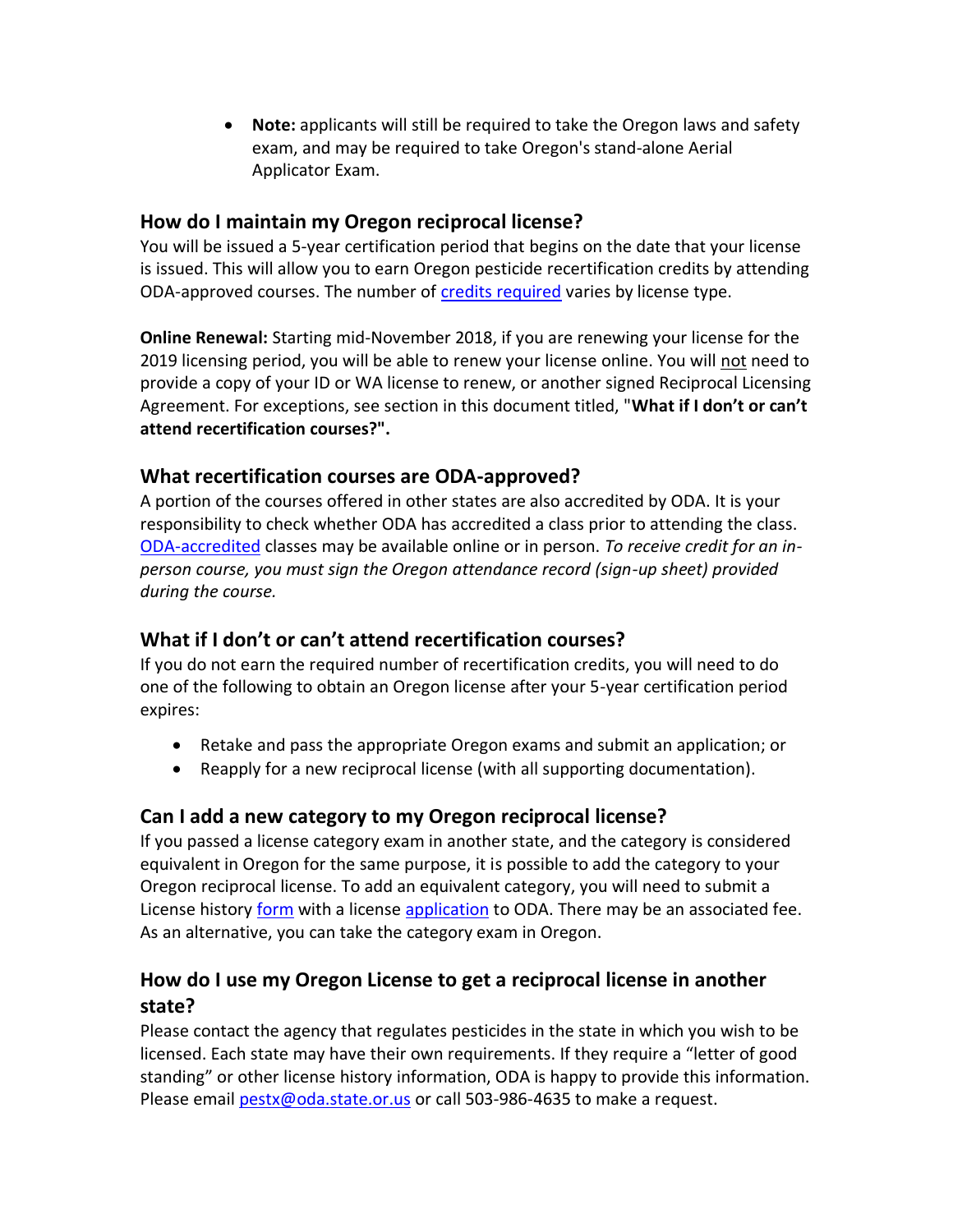- **Note:** applicants will still be required to take the Oregon laws and safety exam, and may be required to take Oregon's stand-alone Aerial Applicator Exam.

## How do I maintain my Oregon reciprocal license?

You will be issued a 5-year certification period that begins on the date that your license is issued. This will allow you to earn Oregon pesticide recertification credits by attending ODA-approved courses. The number of credits required varies by license type.

**Online Renewal:** Starting mid-November 2018, if you are renewing your license for the 2019 licensing period, you will be able to renew your license online. You will not need to provide a copy of your ID or WA license to renew, or another signed Reciprocal Licensing Agreement. For exceptions, see section in this document titled, "**What if I don't or can't attend recertification courses?".**

## What recertification courses are ODA-approved?

A portion of the courses offered in other states are also accredited by ODA. It is your responsibility to check whether ODA has accredited a class prior to attending the class. ODA-accredited classes may be available online or in person. *To receive credit for an in-person course, you must sign the Oregon attendance record (sign-up sheet) provided during the course.*

## What if I don't or can't attend recertification courses?

If you do not earn the required number of recertification credits, you will need to do one of the following to obtain an Oregon license after your 5-year certification period expires:

- Retake and pass the appropriate Oregon exams and submit an application; or
- Reapply for a new reciprocal license (with all supporting documentation).

## Can I add a new category to my Oregon reciprocal license?

If you passed a license category exam in another state, and the category is considered equivalent in Oregon for the same purpose, it is possible to add the category to your Oregon reciprocal license. To add an equivalent category, you will need to submit a License history form with a license application to ODA. There may be an associated fee. As an alternative, you can take the category exam in Oregon.

## How do I use my Oregon License to get a reciprocal license in another state?

Please contact the agency that regulates pesticides in the state in which you wish to be licensed. Each state may have their own requirements. If they require a "letter of good standing" or other license history information, ODA is happy to provide this information. Please email pestx@oda.state.or.us or call 503-986-4635 to make a request.